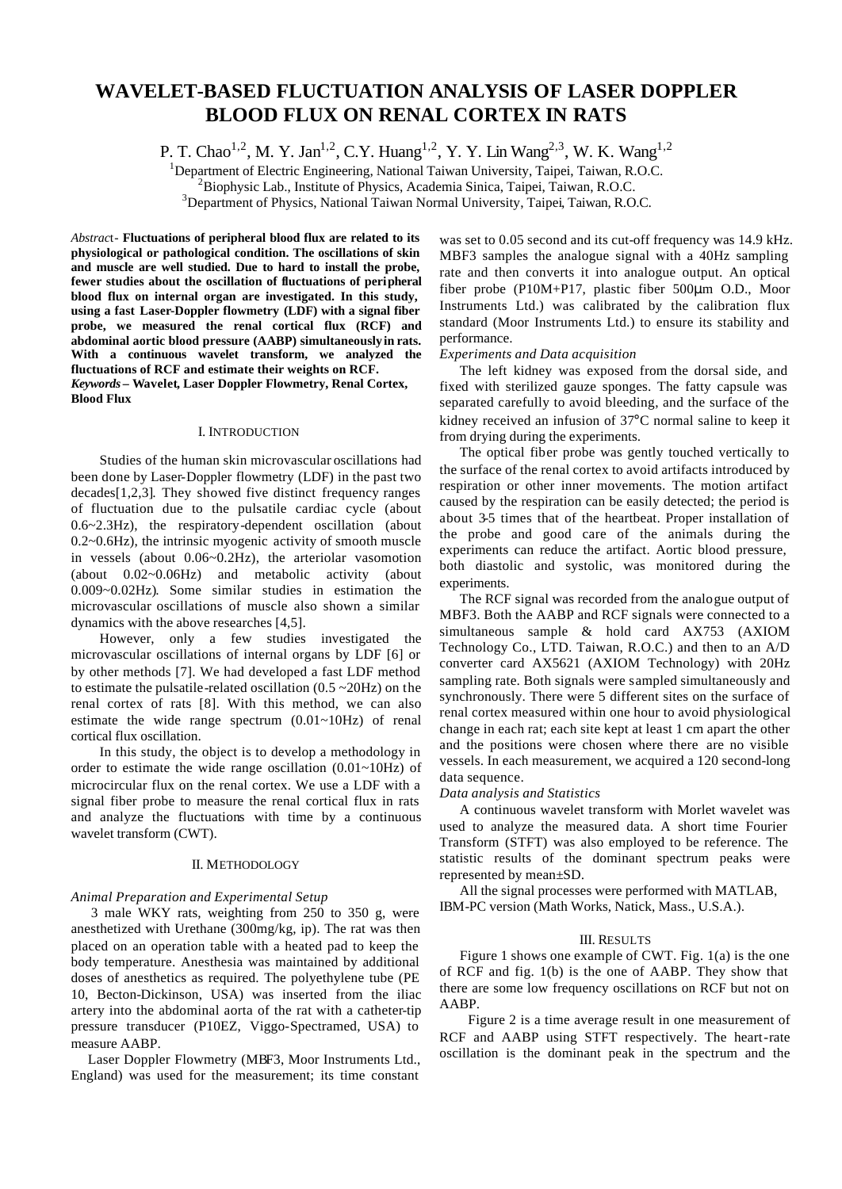# WAVELET-BASED FLUCTUATION ANALYSIS OF LASER DOPPLER BLOOD FLUX ON RENAL CORTEX IN RATS

P. T. Chao[1,2], M. Y. Jan[1,2], C.Y. Huang[1,2], Y. Y. Lin Wang[2,3], W. K. Wang[1,2]

[1]Department of Electric Engineering, National Taiwan University, Taipei, Taiwan, R.O.C.
[2]Biophysic Lab., Institute of Physics, Academia Sinica, Taipei, Taiwan, R.O.C.
[3]Department of Physics, National Taiwan Normal University, Taipei, Taiwan, R.O.C.

*Abstract*- **Fluctuations of peripheral blood flux are related to its physiological or pathological condition. The oscillations of skin and muscle are well studied. Due to hard to install the probe, fewer studies about the oscillation of fluctuations of peripheral blood flux on internal organ are investigated. In this study, using a fast Laser-Doppler flowmetry (LDF) with a signal fiber probe, we measured the renal cortical flux (RCF) and abdominal aortic blood pressure (AABP) simultaneously in rats. With a continuous wavelet transform, we analyzed the fluctuations of RCF and estimate their weights on RCF.**

***Keywords*** **– Wavelet, Laser Doppler Flowmetry, Renal Cortex, Blood Flux**

## I. Introduction

Studies of the human skin microvascular oscillations had been done by Laser-Doppler flowmetry (LDF) in the past two decades[1,2,3]. They showed five distinct frequency ranges of fluctuation due to the pulsatile cardiac cycle (about 0.6~2.3Hz), the respiratory-dependent oscillation (about 0.2~0.6Hz), the intrinsic myogenic activity of smooth muscle in vessels (about 0.06~0.2Hz), the arteriolar vasomotion (about 0.02~0.06Hz) and metabolic activity (about 0.009~0.02Hz). Some similar studies in estimation the microvascular oscillations of muscle also shown a similar dynamics with the above researches [4,5].

However, only a few studies investigated the microvascular oscillations of internal organs by LDF [6] or by other methods [7]. We had developed a fast LDF method to estimate the pulsatile-related oscillation (0.5 ~20Hz) on the renal cortex of rats [8]. With this method, we can also estimate the wide range spectrum (0.01~10Hz) of renal cortical flux oscillation.

In this study, the object is to develop a methodology in order to estimate the wide range oscillation (0.01~10Hz) of microcircular flux on the renal cortex. We use a LDF with a signal fiber probe to measure the renal cortical flux in rats and analyze the fluctuations with time by a continuous wavelet transform (CWT).

## II. Methodology

### *Animal Preparation and Experimental Setup*

3 male WKY rats, weighting from 250 to 350 g, were anesthetized with Urethane (300mg/kg, ip). The rat was then placed on an operation table with a heated pad to keep the body temperature. Anesthesia was maintained by additional doses of anesthetics as required. The polyethylene tube (PE 10, Becton-Dickinson, USA) was inserted from the iliac artery into the abdominal aorta of the rat with a catheter-tip pressure transducer (P10EZ, Viggo-Spectramed, USA) to measure AABP.

Laser Doppler Flowmetry (MBF3, Moor Instruments Ltd., England) was used for the measurement; its time constant was set to 0.05 second and its cut-off frequency was 14.9 kHz. MBF3 samples the analogue signal with a 40Hz sampling rate and then converts it into analogue output. An optical fiber probe (P10M+P17, plastic fiber 500μm O.D., Moor Instruments Ltd.) was calibrated by the calibration flux standard (Moor Instruments Ltd.) to ensure its stability and performance.

### *Experiments and Data acquisition*

The left kidney was exposed from the dorsal side, and fixed with sterilized gauze sponges. The fatty capsule was separated carefully to avoid bleeding, and the surface of the kidney received an infusion of 37°C normal saline to keep it from drying during the experiments.

The optical fiber probe was gently touched vertically to the surface of the renal cortex to avoid artifacts introduced by respiration or other inner movements. The motion artifact caused by the respiration can be easily detected; the period is about 3-5 times that of the heartbeat. Proper installation of the probe and good care of the animals during the experiments can reduce the artifact. Aortic blood pressure, both diastolic and systolic, was monitored during the experiments.

The RCF signal was recorded from the analogue output of MBF3. Both the AABP and RCF signals were connected to a simultaneous sample & hold card AX753 (AXIOM Technology Co., LTD. Taiwan, R.O.C.) and then to an A/D converter card AX5621 (AXIOM Technology) with 20Hz sampling rate. Both signals were sampled simultaneously and synchronously. There were 5 different sites on the surface of renal cortex measured within one hour to avoid physiological change in each rat; each site kept at least 1 cm apart the other and the positions were chosen where there are no visible vessels. In each measurement, we acquired a 120 second-long data sequence.

### *Data analysis and Statistics*

A continuous wavelet transform with Morlet wavelet was used to analyze the measured data. A short time Fourier Transform (STFT) was also employed to be reference. The statistic results of the dominant spectrum peaks were represented by mean±SD.

All the signal processes were performed with MATLAB, IBM-PC version (Math Works, Natick, Mass., U.S.A.).

## III. Results

Figure 1 shows one example of CWT. Fig. 1(a) is the one of RCF and fig. 1(b) is the one of AABP. They show that there are some low frequency oscillations on RCF but not on AABP.

Figure 2 is a time average result in one measurement of RCF and AABP using STFT respectively. The heart-rate oscillation is the dominant peak in the spectrum and the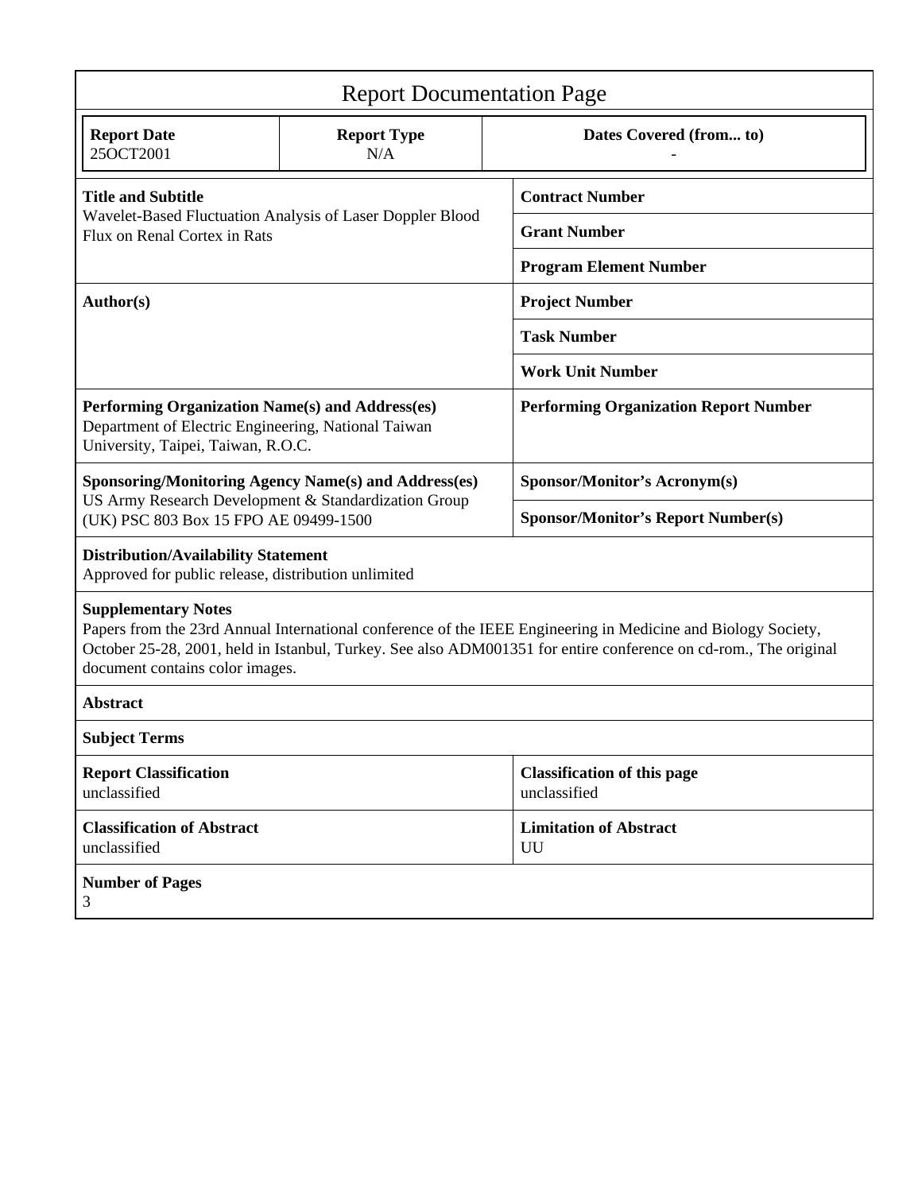# Report Documentation Page

| Report Date | Report Type | Dates Covered (from... to) |
|---|---|---|
| 25OCT2001 | N/A | - |

| | |
|---|---|
| **Title and Subtitle**<br>Wavelet-Based Fluctuation Analysis of Laser Doppler Blood Flux on Renal Cortex in Rats | **Contract Number** |
| | **Grant Number** |
| | **Program Element Number** |
| **Author(s)** | **Project Number** |
| | **Task Number** |
| | **Work Unit Number** |
| **Performing Organization Name(s) and Address(es)**<br>Department of Electric Engineering, National Taiwan University, Taipei, Taiwan, R.O.C. | **Performing Organization Report Number** |
| **Sponsoring/Monitoring Agency Name(s) and Address(es)**<br>US Army Research Development & Standardization Group (UK) PSC 803 Box 15 FPO AE 09499-1500 | **Sponsor/Monitor's Acronym(s)** |
| | **Sponsor/Monitor's Report Number(s)** |

**Distribution/Availability Statement**
Approved for public release, distribution unlimited

**Supplementary Notes**
Papers from the 23rd Annual International conference of the IEEE Engineering in Medicine and Biology Society, October 25-28, 2001, held in Istanbul, Turkey. See also ADM001351 for entire conference on cd-rom., The original document contains color images.

**Abstract**

**Subject Terms**

| | |
|---|---|
| **Report Classification**<br>unclassified | **Classification of this page**<br>unclassified |
| **Classification of Abstract**<br>unclassified | **Limitation of Abstract**<br>UU |

**Number of Pages**
3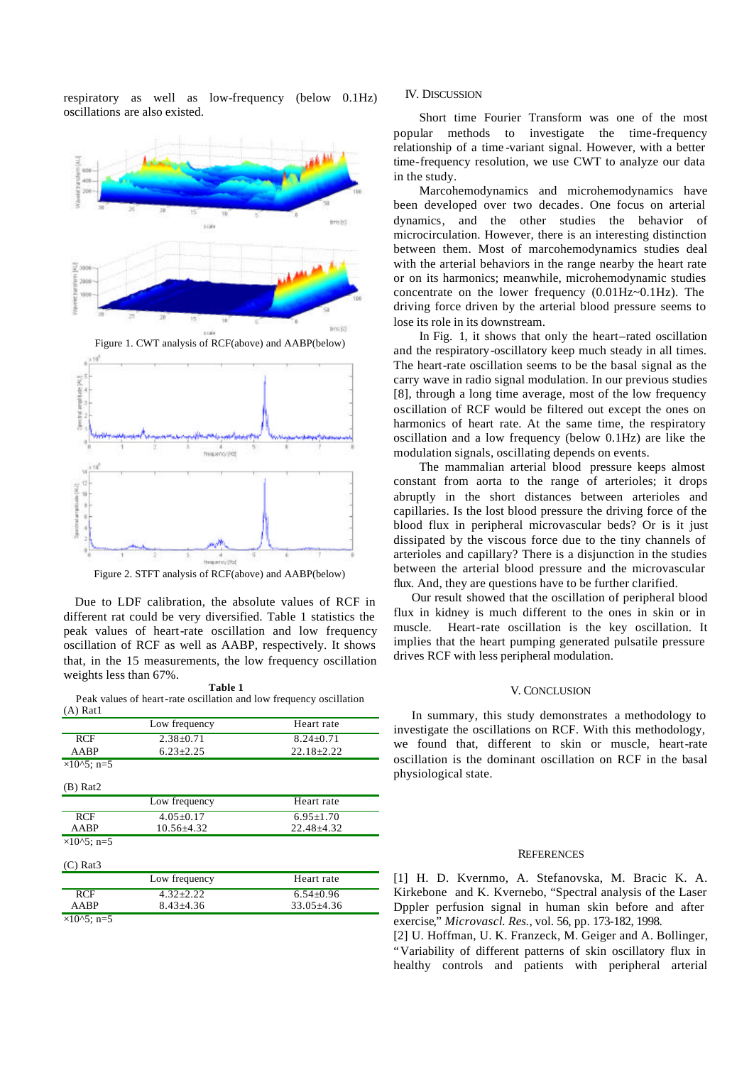respiratory as well as low-frequency (below 0.1Hz) oscillations are also existed.

Figure 1. CWT analysis of RCF(above) and AABP(below)

Figure 2. STFT analysis of RCF(above) and AABP(below)

Due to LDF calibration, the absolute values of RCF in different rat could be very diversified. Table 1 statistics the peak values of heart-rate oscillation and low frequency oscillation of RCF as well as AABP, respectively. It shows that, in the 15 measurements, the low frequency oscillation weights less than 67%.

**Table 1**
Peak values of heart-rate oscillation and low frequency oscillation

(A) Rat1

| | Low frequency | Heart rate |
|---|---|---|
| RCF | 2.38±0.71 | 8.24±0.71 |
| AABP | 6.23±2.25 | 22.18±2.22 |

×10^5; n=5

(B) Rat2

| | Low frequency | Heart rate |
|---|---|---|
| RCF | 4.05±0.17 | 6.95±1.70 |
| AABP | 10.56±4.32 | 22.48±4.32 |

×10^5; n=5

(C) Rat3

| | Low frequency | Heart rate |
|---|---|---|
| RCF | 4.32±2.22 | 6.54±0.96 |
| AABP | 8.43±4.36 | 33.05±4.36 |

×10^5; n=5

## IV. Discussion

Short time Fourier Transform was one of the most popular methods to investigate the time-frequency relationship of a time-variant signal. However, with a better time-frequency resolution, we use CWT to analyze our data in the study.

Marcohemodynamics and microhemodynamics have been developed over two decades. One focus on arterial dynamics, and the other studies the behavior of microcirculation. However, there is an interesting distinction between them. Most of marcohemodynamics studies deal with the arterial behaviors in the range nearby the heart rate or on its harmonics; meanwhile, microhemodynamic studies concentrate on the lower frequency (0.01Hz~0.1Hz). The driving force driven by the arterial blood pressure seems to lose its role in its downstream.

In Fig. 1, it shows that only the heart–rated oscillation and the respiratory-oscillatory keep much steady in all times. The heart-rate oscillation seems to be the basal signal as the carry wave in radio signal modulation. In our previous studies [8], through a long time average, most of the low frequency oscillation of RCF would be filtered out except the ones on harmonics of heart rate. At the same time, the respiratory oscillation and a low frequency (below 0.1Hz) are like the modulation signals, oscillating depends on events.

The mammalian arterial blood pressure keeps almost constant from aorta to the range of arterioles; it drops abruptly in the short distances between arterioles and capillaries. Is the lost blood pressure the driving force of the blood flux in peripheral microvascular beds? Or is it just dissipated by the viscous force due to the tiny channels of arterioles and capillary? There is a disjunction in the studies between the arterial blood pressure and the microvascular flux. And, they are questions have to be further clarified.

Our result showed that the oscillation of peripheral blood flux in kidney is much different to the ones in skin or in muscle. Heart-rate oscillation is the key oscillation. It implies that the heart pumping generated pulsatile pressure drives RCF with less peripheral modulation.

## V. Conclusion

In summary, this study demonstrates a methodology to investigate the oscillations on RCF. With this methodology, we found that, different to skin or muscle, heart-rate oscillation is the dominant oscillation on RCF in the basal physiological state.

## References

[1] H. D. Kvernmo, A. Stefanovska, M. Bracic K. A. Kirkebone and K. Kvernebo, "Spectral analysis of the Laser Dppler perfusion signal in human skin before and after exercise," *Microvasc. Res.*, vol. 56, pp. 173-182, 1998.

[2] U. Hoffman, U. K. Franzeck, M. Geiger and A. Bollinger, "Variability of different patterns of skin oscillatory flux in healthy controls and patients with peripheral arterial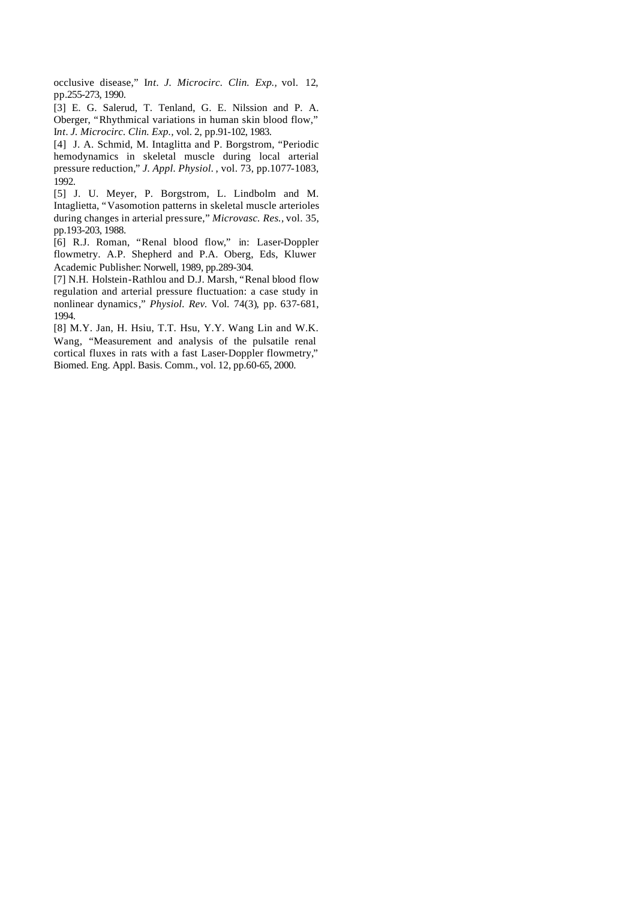occlusive disease," *Int. J. Microcirc. Clin. Exp.*, vol. 12, pp.255-273, 1990.

[3] E. G. Salerud, T. Tenland, G. E. Nilssion and P. A. Oberger, "Rhythmical variations in human skin blood flow," *Int. J. Microcirc. Clin. Exp.*, vol. 2, pp.91-102, 1983.

[4] J. A. Schmid, M. Intaglitta and P. Borgstrom, "Periodic hemodynamics in skeletal muscle during local arterial pressure reduction," *J. Appl. Physiol.* , vol. 73, pp.1077-1083, 1992.

[5] J. U. Meyer, P. Borgstrom, L. Lindbolm and M. Intaglietta, "Vasomotion patterns in skeletal muscle arterioles during changes in arterial pressure," *Microvasc. Res.*, vol. 35, pp.193-203, 1988.

[6] R.J. Roman, "Renal blood flow," in: Laser-Doppler flowmetry. A.P. Shepherd and P.A. Oberg, Eds, Kluwer Academic Publisher: Norwell, 1989, pp.289-304.

[7] N.H. Holstein-Rathlou and D.J. Marsh, "Renal blood flow regulation and arterial pressure fluctuation: a case study in nonlinear dynamics," *Physiol. Rev.* Vol. 74(3), pp. 637-681, 1994.

[8] M.Y. Jan, H. Hsiu, T.T. Hsu, Y.Y. Wang Lin and W.K. Wang, "Measurement and analysis of the pulsatile renal cortical fluxes in rats with a fast Laser-Doppler flowmetry," Biomed. Eng. Appl. Basis. Comm., vol. 12, pp.60-65, 2000.